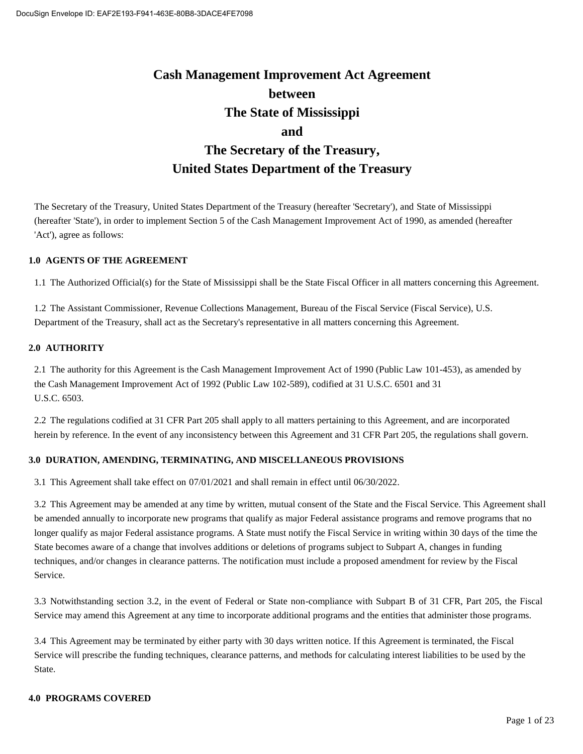# Cash Management Improvement Act Agreement between The State of Mississippi and The Secretary of the Treasury, United States Department of the Treasury

The Secretary of the Treasury, United States Department of the Treasury (hereafter 'Secretary'), and State of Mississippi (hereafter 'State'), in order to implement Section 5 of the Cash Management Improvement Act of 1990, as amended (hereafter 'Act'), agree as follows:

## 1.0 AGENTS OF THE AGREEMENT

1.1 The Authorized Official(s) for the State of Mississippi shall be the State Fiscal Officer in all matters concerning this Agreement.

1.2 The Assistant Commissioner, Revenue Collections Management, Bureau of the Fiscal Service (Fiscal Service), U.S. Department of the Treasury, shall act as the Secretary's representative in all matters concerning this Agreement.

## 2.0 AUTHORITY

2.1 The authority for this Agreement is the Cash Management Improvement Act of 1990 (Public Law 101-453), as amended by the Cash Management Improvement Act of 1992 (Public Law 102-589), codified at 31 U.S.C. 6501 and 31 U.S.C. 6503.

2.2 The regulations codified at 31 CFR Part 205 shall apply to all matters pertaining to this Agreement, and are incorporated herein by reference. In the event of any inconsistency between this Agreement and 31 CFR Part 205, the regulations shall govern.

## 3.0 DURATION, AMENDING, TERMINATING, AND MISCELLANEOUS PROVISIONS

3.1 This Agreement shall take effect on 07/01/2021 and shall remain in effect until 06/30/2022.

3.2 This Agreement may be amended at any time by written, mutual consent of the State and the Fiscal Service. This Agreement shall be amended annually to incorporate new programs that qualify as major Federal assistance programs and remove programs that no longer qualify as major Federal assistance programs. A State must notify the Fiscal Service in writing within 30 days of the time the State becomes aware of a change that involves additions or deletions of programs subject to Subpart A, changes in funding techniques, and/or changes in clearance patterns. The notification must include a proposed amendment for review by the Fiscal Service.

3.3 Notwithstanding section 3.2, in the event of Federal or State non-compliance with Subpart B of 31 CFR, Part 205, the Fiscal Service may amend this Agreement at any time to incorporate additional programs and the entities that administer those programs.

3.4 This Agreement may be terminated by either party with 30 days written notice. If this Agreement is terminated, the Fiscal Service will prescribe the funding techniques, clearance patterns, and methods for calculating interest liabilities to be used by the State.

## 4.0 PROGRAMS COVERED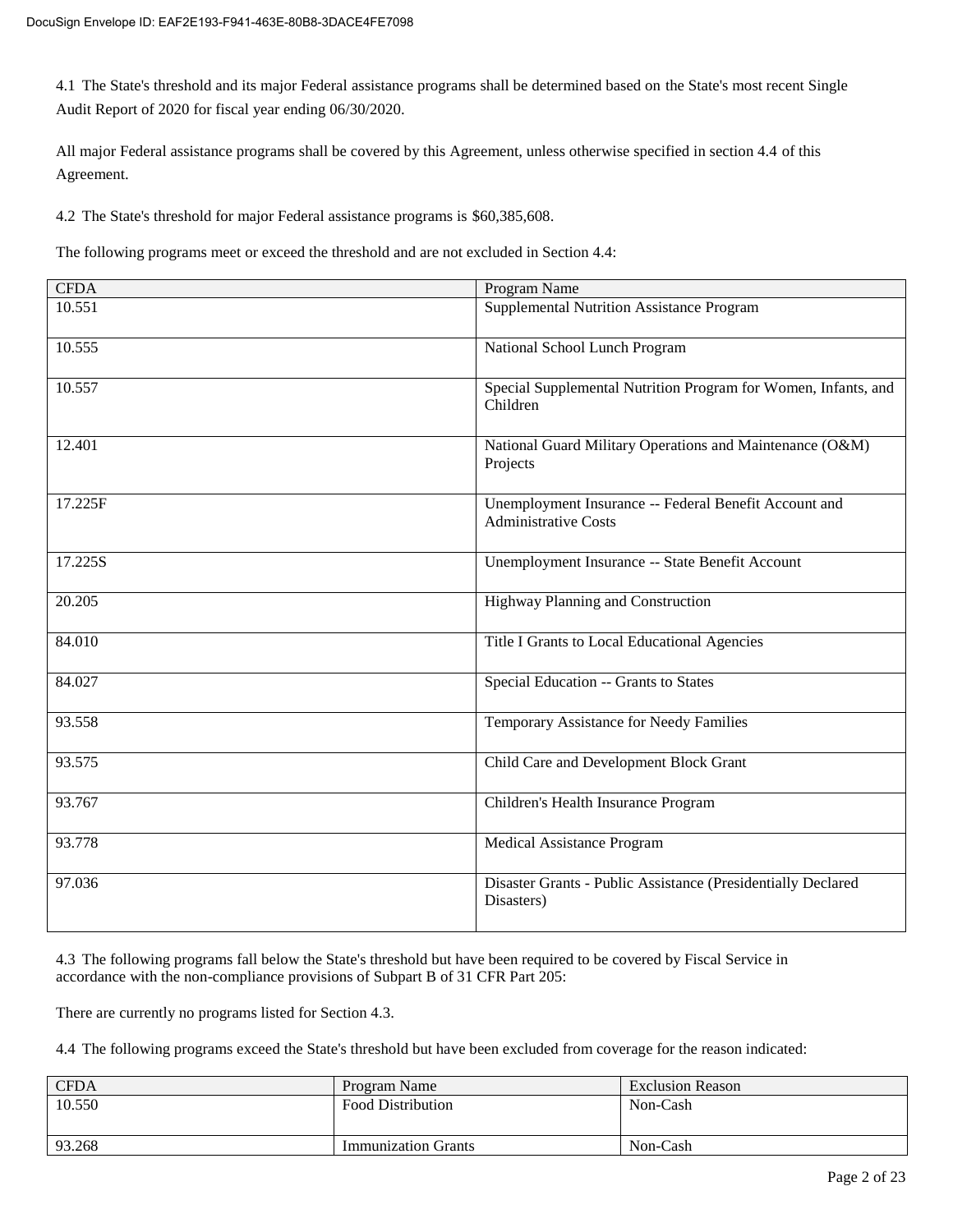4.1 The State's threshold and its major Federal assistance programs shall be determined based on the State's most recent Single Audit Report of 2020 for fiscal year ending 06/30/2020.

All major Federal assistance programs shall be covered by this Agreement, unless otherwise specified in section 4.4 of this Agreement.

4.2 The State's threshold for major Federal assistance programs is $60,385,608.

The following programs meet or exceed the threshold and are not excluded in Section 4.4:

| CFDA | Program Name |
|---|---|
| 10.551 | Supplemental Nutrition Assistance Program |
| 10.555 | National School Lunch Program |
| 10.557 | Special Supplemental Nutrition Program for Women, Infants, and Children |
| 12.401 | National Guard Military Operations and Maintenance (O&M) Projects |
| 17.225F | Unemployment Insurance -- Federal Benefit Account and Administrative Costs |
| 17.225S | Unemployment Insurance -- State Benefit Account |
| 20.205 | Highway Planning and Construction |
| 84.010 | Title I Grants to Local Educational Agencies |
| 84.027 | Special Education -- Grants to States |
| 93.558 | Temporary Assistance for Needy Families |
| 93.575 | Child Care and Development Block Grant |
| 93.767 | Children's Health Insurance Program |
| 93.778 | Medical Assistance Program |
| 97.036 | Disaster Grants - Public Assistance (Presidentially Declared Disasters) |

4.3 The following programs fall below the State's threshold but have been required to be covered by Fiscal Service in accordance with the non-compliance provisions of Subpart B of 31 CFR Part 205:

There are currently no programs listed for Section 4.3.

4.4 The following programs exceed the State's threshold but have been excluded from coverage for the reason indicated:

| CFDA | Program Name | Exclusion Reason |
|---|---|---|
| 10.550 | Food Distribution | Non-Cash |
| 93.268 | Immunization Grants | Non-Cash |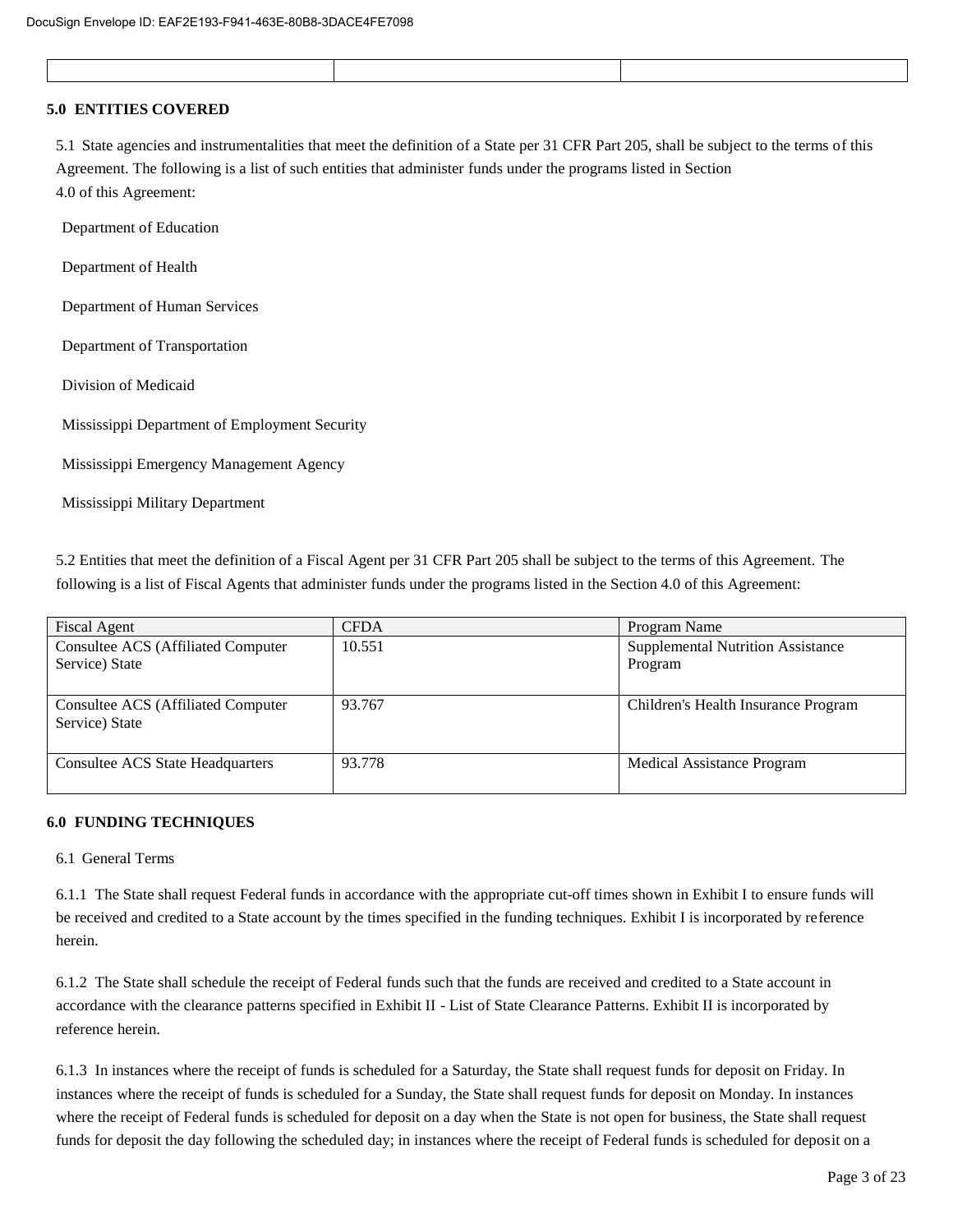| | | |
|---|---|---|
| | | |

**5.0 ENTITIES COVERED**

5.1 State agencies and instrumentalities that meet the definition of a State per 31 CFR Part 205, shall be subject to the terms of this Agreement. The following is a list of such entities that administer funds under the programs listed in Section 4.0 of this Agreement:

Department of Education

Department of Health

Department of Human Services

Department of Transportation

Division of Medicaid

Mississippi Department of Employment Security

Mississippi Emergency Management Agency

Mississippi Military Department

5.2 Entities that meet the definition of a Fiscal Agent per 31 CFR Part 205 shall be subject to the terms of this Agreement. The following is a list of Fiscal Agents that administer funds under the programs listed in the Section 4.0 of this Agreement:

| Fiscal Agent | CFDA | Program Name |
|---|---|---|
| Consultee ACS (Affiliated Computer Service) State | 10.551 | Supplemental Nutrition Assistance Program |
| Consultee ACS (Affiliated Computer Service) State | 93.767 | Children's Health Insurance Program |
| Consultee ACS State Headquarters | 93.778 | Medical Assistance Program |

**6.0 FUNDING TECHNIQUES**

6.1 General Terms

6.1.1 The State shall request Federal funds in accordance with the appropriate cut-off times shown in Exhibit I to ensure funds will be received and credited to a State account by the times specified in the funding techniques. Exhibit I is incorporated by reference herein.

6.1.2 The State shall schedule the receipt of Federal funds such that the funds are received and credited to a State account in accordance with the clearance patterns specified in Exhibit II - List of State Clearance Patterns. Exhibit II is incorporated by reference herein.

6.1.3 In instances where the receipt of funds is scheduled for a Saturday, the State shall request funds for deposit on Friday. In instances where the receipt of funds is scheduled for a Sunday, the State shall request funds for deposit on Monday. In instances where the receipt of Federal funds is scheduled for deposit on a day when the State is not open for business, the State shall request funds for deposit the day following the scheduled day; in instances where the receipt of Federal funds is scheduled for deposit on a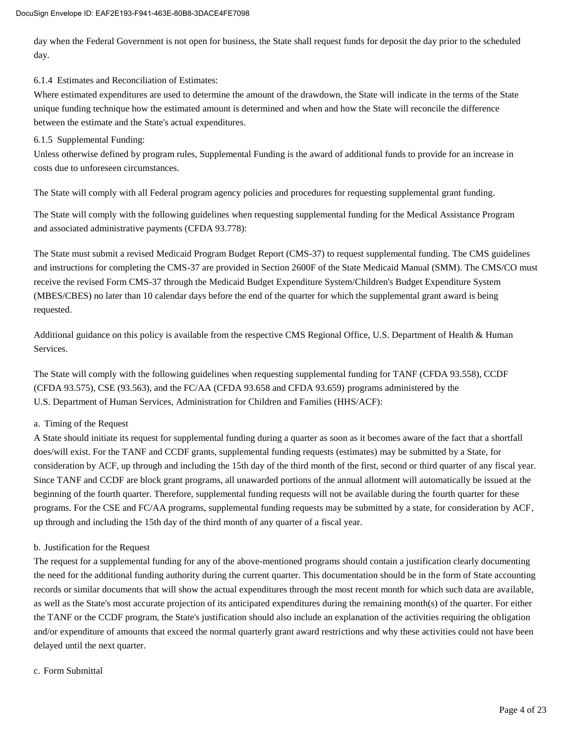day when the Federal Government is not open for business, the State shall request funds for deposit the day prior to the scheduled day.

6.1.4 Estimates and Reconciliation of Estimates:

Where estimated expenditures are used to determine the amount of the drawdown, the State will indicate in the terms of the State unique funding technique how the estimated amount is determined and when and how the State will reconcile the difference between the estimate and the State's actual expenditures.

6.1.5 Supplemental Funding:

Unless otherwise defined by program rules, Supplemental Funding is the award of additional funds to provide for an increase in costs due to unforeseen circumstances.

The State will comply with all Federal program agency policies and procedures for requesting supplemental grant funding.

The State will comply with the following guidelines when requesting supplemental funding for the Medical Assistance Program and associated administrative payments (CFDA 93.778):

The State must submit a revised Medicaid Program Budget Report (CMS-37) to request supplemental funding. The CMS guidelines and instructions for completing the CMS-37 are provided in Section 2600F of the State Medicaid Manual (SMM). The CMS/CO must receive the revised Form CMS-37 through the Medicaid Budget Expenditure System/Children's Budget Expenditure System (MBES/CBES) no later than 10 calendar days before the end of the quarter for which the supplemental grant award is being requested.

Additional guidance on this policy is available from the respective CMS Regional Office, U.S. Department of Health & Human Services.

The State will comply with the following guidelines when requesting supplemental funding for TANF (CFDA 93.558), CCDF (CFDA 93.575), CSE (93.563), and the FC/AA (CFDA 93.658 and CFDA 93.659) programs administered by the U.S. Department of Human Services, Administration for Children and Families (HHS/ACF):

a. Timing of the Request

A State should initiate its request for supplemental funding during a quarter as soon as it becomes aware of the fact that a shortfall does/will exist. For the TANF and CCDF grants, supplemental funding requests (estimates) may be submitted by a State, for consideration by ACF, up through and including the 15th day of the third month of the first, second or third quarter of any fiscal year. Since TANF and CCDF are block grant programs, all unawarded portions of the annual allotment will automatically be issued at the beginning of the fourth quarter. Therefore, supplemental funding requests will not be available during the fourth quarter for these programs. For the CSE and FC/AA programs, supplemental funding requests may be submitted by a state, for consideration by ACF, up through and including the 15th day of the third month of any quarter of a fiscal year.

b. Justification for the Request

The request for a supplemental funding for any of the above-mentioned programs should contain a justification clearly documenting the need for the additional funding authority during the current quarter. This documentation should be in the form of State accounting records or similar documents that will show the actual expenditures through the most recent month for which such data are available, as well as the State's most accurate projection of its anticipated expenditures during the remaining month(s) of the quarter. For either the TANF or the CCDF program, the State's justification should also include an explanation of the activities requiring the obligation and/or expenditure of amounts that exceed the normal quarterly grant award restrictions and why these activities could not have been delayed until the next quarter.

c. Form Submittal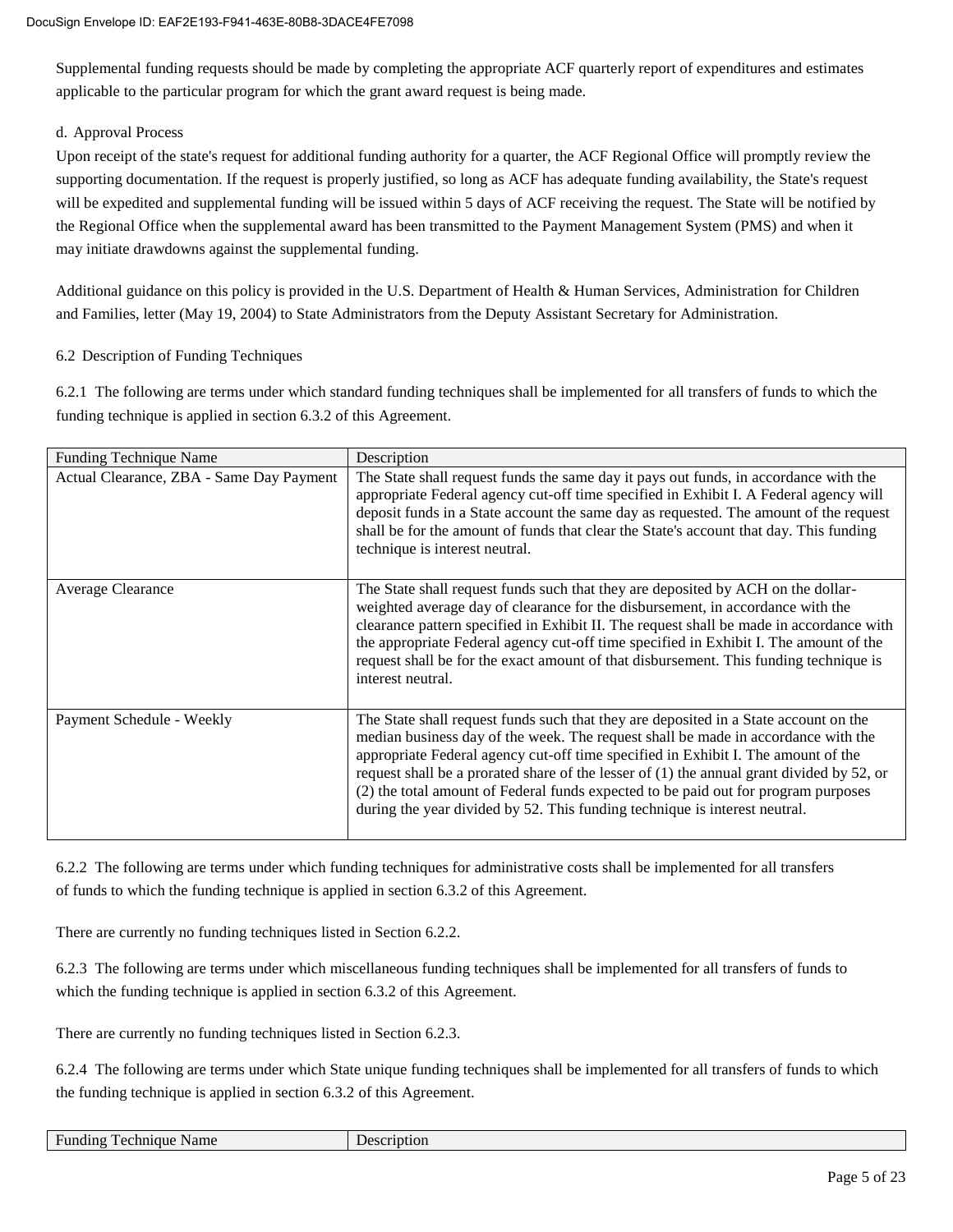Supplemental funding requests should be made by completing the appropriate ACF quarterly report of expenditures and estimates applicable to the particular program for which the grant award request is being made.

d. Approval Process

Upon receipt of the state's request for additional funding authority for a quarter, the ACF Regional Office will promptly review the supporting documentation. If the request is properly justified, so long as ACF has adequate funding availability, the State's request will be expedited and supplemental funding will be issued within 5 days of ACF receiving the request. The State will be notified by the Regional Office when the supplemental award has been transmitted to the Payment Management System (PMS) and when it may initiate drawdowns against the supplemental funding.

Additional guidance on this policy is provided in the U.S. Department of Health & Human Services, Administration for Children and Families, letter (May 19, 2004) to State Administrators from the Deputy Assistant Secretary for Administration.

6.2 Description of Funding Techniques

6.2.1 The following are terms under which standard funding techniques shall be implemented for all transfers of funds to which the funding technique is applied in section 6.3.2 of this Agreement.

| Funding Technique Name | Description |
|---|---|
| Actual Clearance, ZBA - Same Day Payment | The State shall request funds the same day it pays out funds, in accordance with the appropriate Federal agency cut-off time specified in Exhibit I. A Federal agency will deposit funds in a State account the same day as requested. The amount of the request shall be for the amount of funds that clear the State's account that day. This funding technique is interest neutral. |
| Average Clearance | The State shall request funds such that they are deposited by ACH on the dollar-weighted average day of clearance for the disbursement, in accordance with the clearance pattern specified in Exhibit II. The request shall be made in accordance with the appropriate Federal agency cut-off time specified in Exhibit I. The amount of the request shall be for the exact amount of that disbursement. This funding technique is interest neutral. |
| Payment Schedule - Weekly | The State shall request funds such that they are deposited in a State account on the median business day of the week. The request shall be made in accordance with the appropriate Federal agency cut-off time specified in Exhibit I. The amount of the request shall be a prorated share of the lesser of (1) the annual grant divided by 52, or (2) the total amount of Federal funds expected to be paid out for program purposes during the year divided by 52. This funding technique is interest neutral. |

6.2.2 The following are terms under which funding techniques for administrative costs shall be implemented for all transfers of funds to which the funding technique is applied in section 6.3.2 of this Agreement.

There are currently no funding techniques listed in Section 6.2.2.

6.2.3 The following are terms under which miscellaneous funding techniques shall be implemented for all transfers of funds to which the funding technique is applied in section 6.3.2 of this Agreement.

There are currently no funding techniques listed in Section 6.2.3.

6.2.4 The following are terms under which State unique funding techniques shall be implemented for all transfers of funds to which the funding technique is applied in section 6.3.2 of this Agreement.

| Funding Technique Name | Description |
|---|---|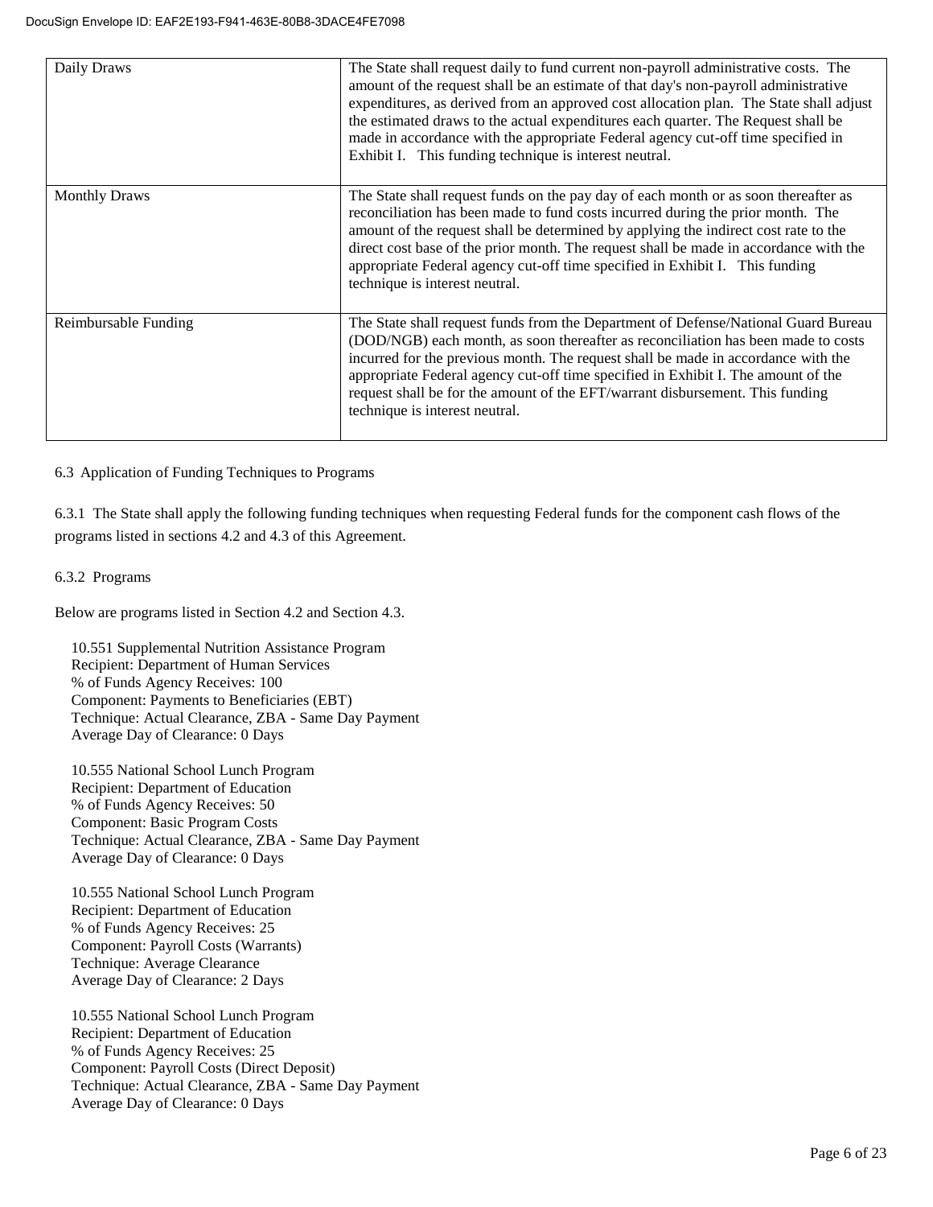| Daily Draws | The State shall request daily to fund current non-payroll administrative costs. The amount of the request shall be an estimate of that day's non-payroll administrative expenditures, as derived from an approved cost allocation plan. The State shall adjust the estimated draws to the actual expenditures each quarter. The Request shall be made in accordance with the appropriate Federal agency cut-off time specified in Exhibit I. This funding technique is interest neutral. |
|---|---|
| Monthly Draws | The State shall request funds on the pay day of each month or as soon thereafter as reconciliation has been made to fund costs incurred during the prior month. The amount of the request shall be determined by applying the indirect cost rate to the direct cost base of the prior month. The request shall be made in accordance with the appropriate Federal agency cut-off time specified in Exhibit I. This funding technique is interest neutral. |
| Reimbursable Funding | The State shall request funds from the Department of Defense/National Guard Bureau (DOD/NGB) each month, as soon thereafter as reconciliation has been made to costs incurred for the previous month. The request shall be made in accordance with the appropriate Federal agency cut-off time specified in Exhibit I. The amount of the request shall be for the amount of the EFT/warrant disbursement. This funding technique is interest neutral. |

6.3 Application of Funding Techniques to Programs

6.3.1 The State shall apply the following funding techniques when requesting Federal funds for the component cash flows of the programs listed in sections 4.2 and 4.3 of this Agreement.

6.3.2 Programs

Below are programs listed in Section 4.2 and Section 4.3.

10.551 Supplemental Nutrition Assistance Program
Recipient: Department of Human Services
% of Funds Agency Receives: 100
Component: Payments to Beneficiaries (EBT)
Technique: Actual Clearance, ZBA - Same Day Payment
Average Day of Clearance: 0 Days

10.555 National School Lunch Program
Recipient: Department of Education
% of Funds Agency Receives: 50
Component: Basic Program Costs
Technique: Actual Clearance, ZBA - Same Day Payment
Average Day of Clearance: 0 Days

10.555 National School Lunch Program
Recipient: Department of Education
% of Funds Agency Receives: 25
Component: Payroll Costs (Warrants)
Technique: Average Clearance
Average Day of Clearance: 2 Days

10.555 National School Lunch Program
Recipient: Department of Education
% of Funds Agency Receives: 25
Component: Payroll Costs (Direct Deposit)
Technique: Actual Clearance, ZBA - Same Day Payment
Average Day of Clearance: 0 Days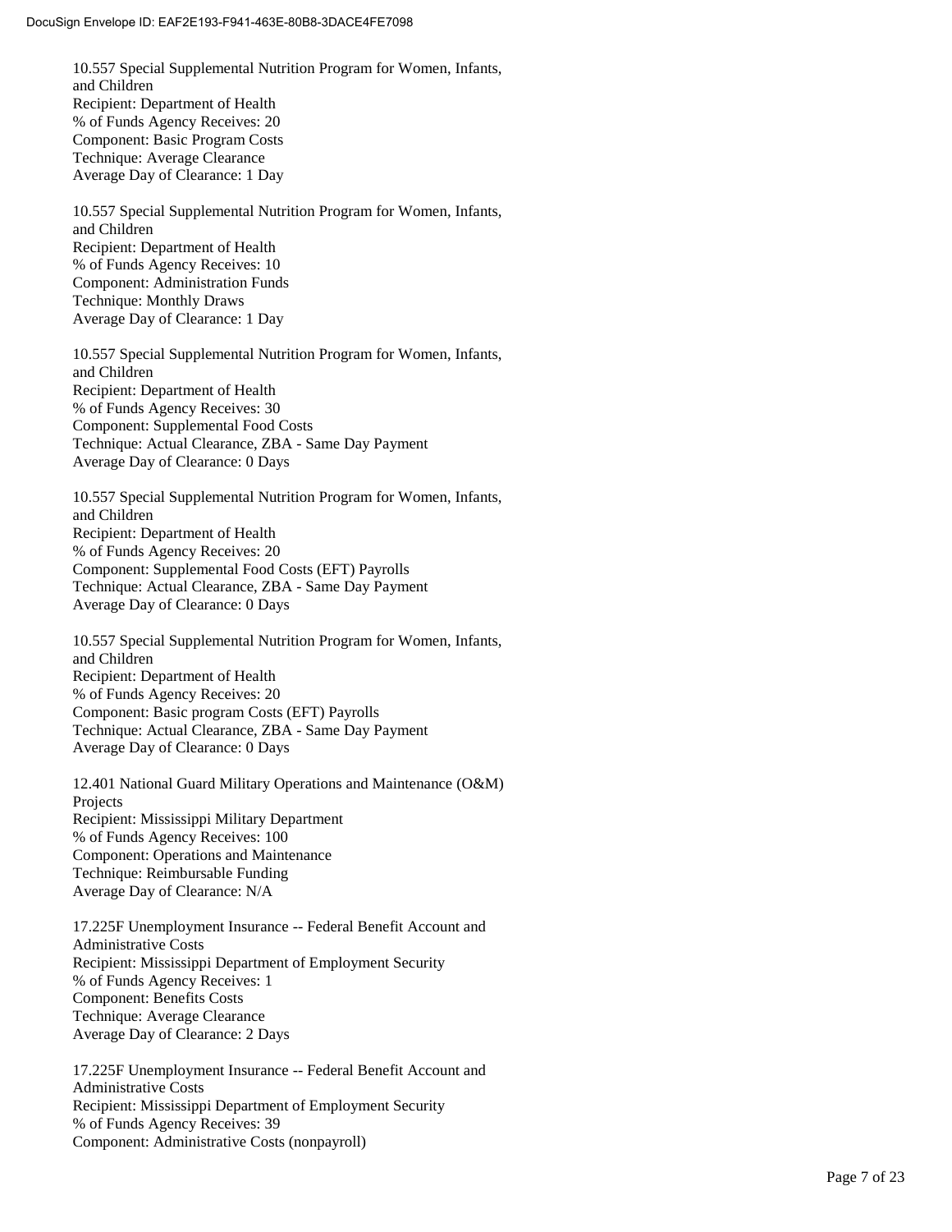10.557 Special Supplemental Nutrition Program for Women, Infants, and Children
Recipient: Department of Health
% of Funds Agency Receives: 20
Component: Basic Program Costs
Technique: Average Clearance
Average Day of Clearance: 1 Day

10.557 Special Supplemental Nutrition Program for Women, Infants, and Children
Recipient: Department of Health
% of Funds Agency Receives: 10
Component: Administration Funds
Technique: Monthly Draws
Average Day of Clearance: 1 Day

10.557 Special Supplemental Nutrition Program for Women, Infants, and Children
Recipient: Department of Health
% of Funds Agency Receives: 30
Component: Supplemental Food Costs
Technique: Actual Clearance, ZBA - Same Day Payment
Average Day of Clearance: 0 Days

10.557 Special Supplemental Nutrition Program for Women, Infants, and Children
Recipient: Department of Health
% of Funds Agency Receives: 20
Component: Supplemental Food Costs (EFT) Payrolls
Technique: Actual Clearance, ZBA - Same Day Payment
Average Day of Clearance: 0 Days

10.557 Special Supplemental Nutrition Program for Women, Infants, and Children
Recipient: Department of Health
% of Funds Agency Receives: 20
Component: Basic program Costs (EFT) Payrolls
Technique: Actual Clearance, ZBA - Same Day Payment
Average Day of Clearance: 0 Days

12.401 National Guard Military Operations and Maintenance (O&M) Projects
Recipient: Mississippi Military Department
% of Funds Agency Receives: 100
Component: Operations and Maintenance
Technique: Reimbursable Funding
Average Day of Clearance: N/A

17.225F Unemployment Insurance -- Federal Benefit Account and Administrative Costs
Recipient: Mississippi Department of Employment Security
% of Funds Agency Receives: 1
Component: Benefits Costs
Technique: Average Clearance
Average Day of Clearance: 2 Days

17.225F Unemployment Insurance -- Federal Benefit Account and Administrative Costs
Recipient: Mississippi Department of Employment Security
% of Funds Agency Receives: 39
Component: Administrative Costs (nonpayroll)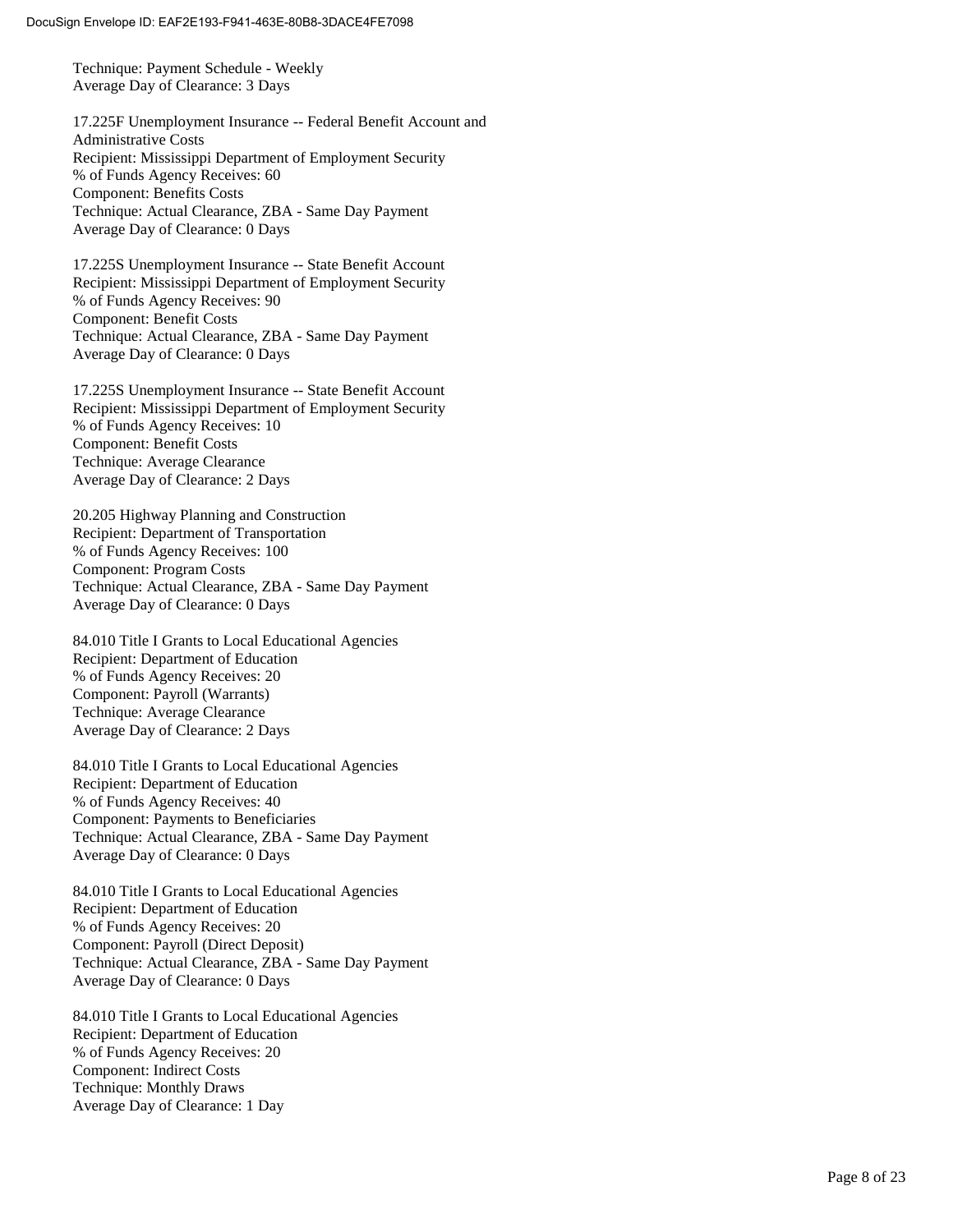Technique: Payment Schedule - Weekly
Average Day of Clearance: 3 Days

17.225F Unemployment Insurance -- Federal Benefit Account and Administrative Costs
Recipient: Mississippi Department of Employment Security
% of Funds Agency Receives: 60
Component: Benefits Costs
Technique: Actual Clearance, ZBA - Same Day Payment
Average Day of Clearance: 0 Days

17.225S Unemployment Insurance -- State Benefit Account
Recipient: Mississippi Department of Employment Security
% of Funds Agency Receives: 90
Component: Benefit Costs
Technique: Actual Clearance, ZBA - Same Day Payment
Average Day of Clearance: 0 Days

17.225S Unemployment Insurance -- State Benefit Account
Recipient: Mississippi Department of Employment Security
% of Funds Agency Receives: 10
Component: Benefit Costs
Technique: Average Clearance
Average Day of Clearance: 2 Days

20.205 Highway Planning and Construction
Recipient: Department of Transportation
% of Funds Agency Receives: 100
Component: Program Costs
Technique: Actual Clearance, ZBA - Same Day Payment
Average Day of Clearance: 0 Days

84.010 Title I Grants to Local Educational Agencies
Recipient: Department of Education
% of Funds Agency Receives: 20
Component: Payroll (Warrants)
Technique: Average Clearance
Average Day of Clearance: 2 Days

84.010 Title I Grants to Local Educational Agencies
Recipient: Department of Education
% of Funds Agency Receives: 40
Component: Payments to Beneficiaries
Technique: Actual Clearance, ZBA - Same Day Payment
Average Day of Clearance: 0 Days

84.010 Title I Grants to Local Educational Agencies
Recipient: Department of Education
% of Funds Agency Receives: 20
Component: Payroll (Direct Deposit)
Technique: Actual Clearance, ZBA - Same Day Payment
Average Day of Clearance: 0 Days

84.010 Title I Grants to Local Educational Agencies
Recipient: Department of Education
% of Funds Agency Receives: 20
Component: Indirect Costs
Technique: Monthly Draws
Average Day of Clearance: 1 Day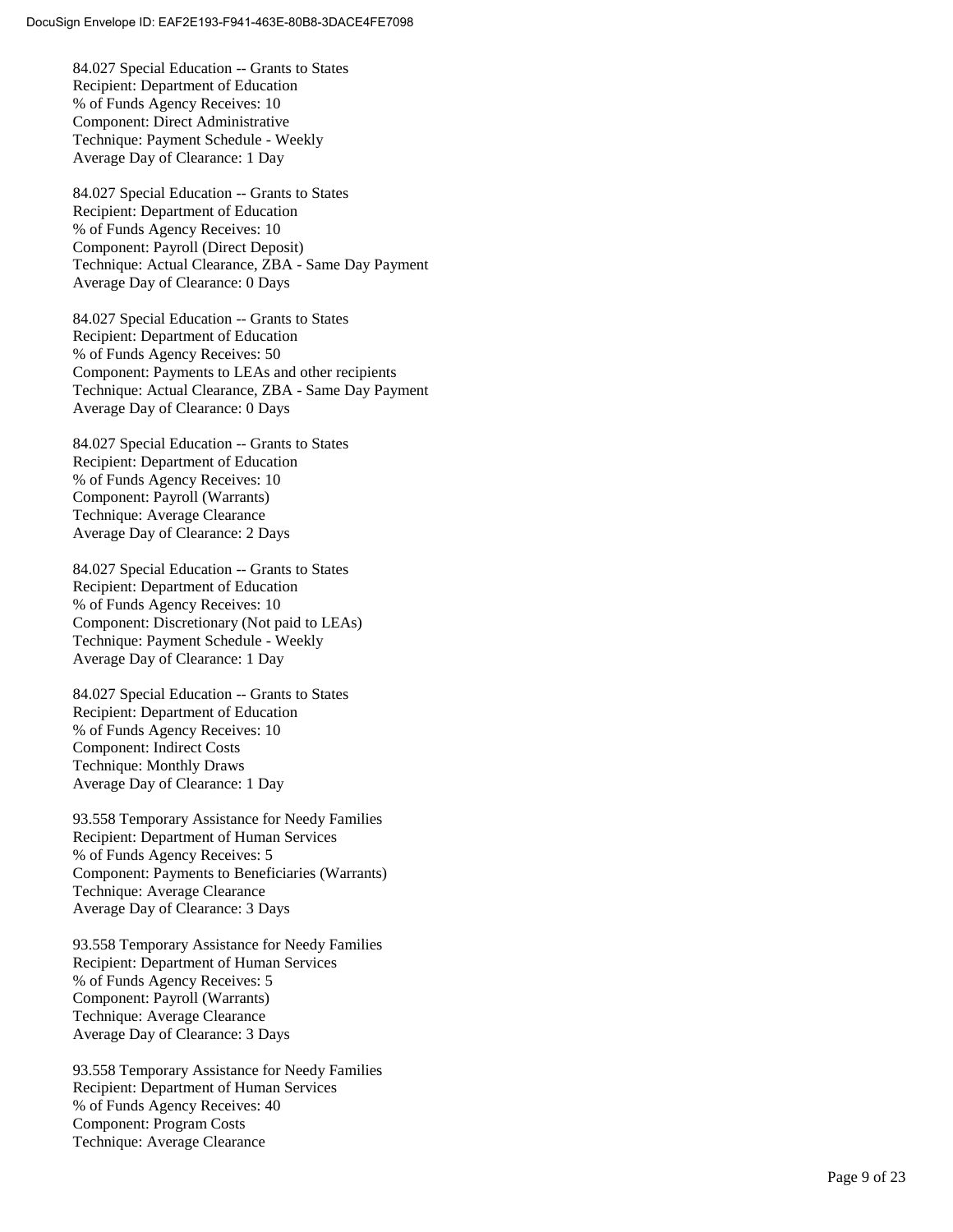84.027 Special Education -- Grants to States
Recipient: Department of Education
% of Funds Agency Receives: 10
Component: Direct Administrative
Technique: Payment Schedule - Weekly
Average Day of Clearance: 1 Day

84.027 Special Education -- Grants to States
Recipient: Department of Education
% of Funds Agency Receives: 10
Component: Payroll (Direct Deposit)
Technique: Actual Clearance, ZBA - Same Day Payment
Average Day of Clearance: 0 Days

84.027 Special Education -- Grants to States
Recipient: Department of Education
% of Funds Agency Receives: 50
Component: Payments to LEAs and other recipients
Technique: Actual Clearance, ZBA - Same Day Payment
Average Day of Clearance: 0 Days

84.027 Special Education -- Grants to States
Recipient: Department of Education
% of Funds Agency Receives: 10
Component: Payroll (Warrants)
Technique: Average Clearance
Average Day of Clearance: 2 Days

84.027 Special Education -- Grants to States
Recipient: Department of Education
% of Funds Agency Receives: 10
Component: Discretionary (Not paid to LEAs)
Technique: Payment Schedule - Weekly
Average Day of Clearance: 1 Day

84.027 Special Education -- Grants to States
Recipient: Department of Education
% of Funds Agency Receives: 10
Component: Indirect Costs
Technique: Monthly Draws
Average Day of Clearance: 1 Day

93.558 Temporary Assistance for Needy Families
Recipient: Department of Human Services
% of Funds Agency Receives: 5
Component: Payments to Beneficiaries (Warrants)
Technique: Average Clearance
Average Day of Clearance: 3 Days

93.558 Temporary Assistance for Needy Families
Recipient: Department of Human Services
% of Funds Agency Receives: 5
Component: Payroll (Warrants)
Technique: Average Clearance
Average Day of Clearance: 3 Days

93.558 Temporary Assistance for Needy Families
Recipient: Department of Human Services
% of Funds Agency Receives: 40
Component: Program Costs
Technique: Average Clearance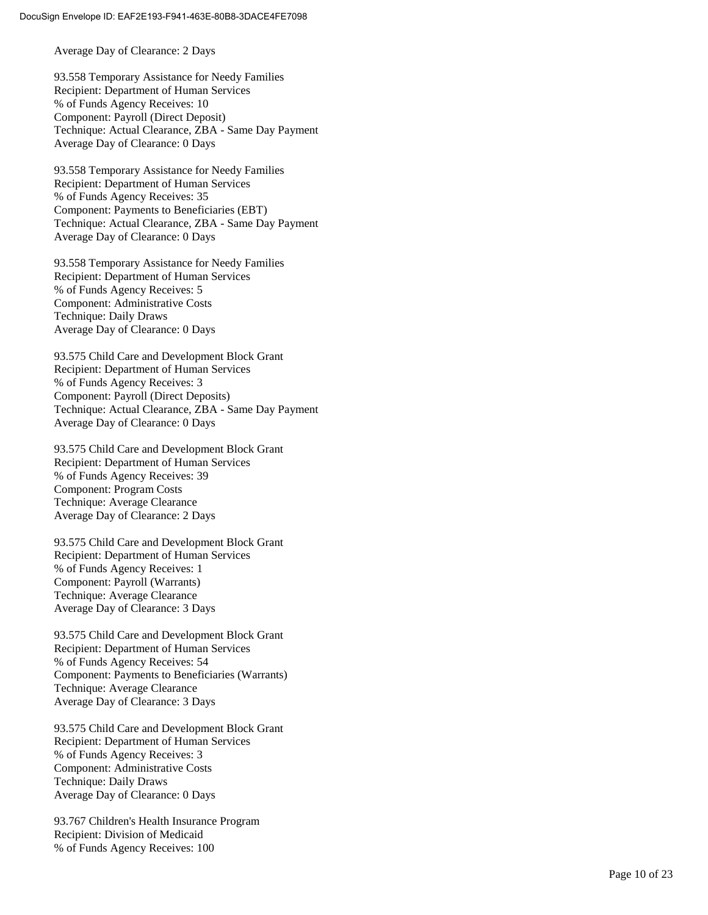Average Day of Clearance: 2 Days

93.558 Temporary Assistance for Needy Families
Recipient: Department of Human Services
% of Funds Agency Receives: 10
Component: Payroll (Direct Deposit)
Technique: Actual Clearance, ZBA - Same Day Payment
Average Day of Clearance: 0 Days

93.558 Temporary Assistance for Needy Families
Recipient: Department of Human Services
% of Funds Agency Receives: 35
Component: Payments to Beneficiaries (EBT)
Technique: Actual Clearance, ZBA - Same Day Payment
Average Day of Clearance: 0 Days

93.558 Temporary Assistance for Needy Families
Recipient: Department of Human Services
% of Funds Agency Receives: 5
Component: Administrative Costs
Technique: Daily Draws
Average Day of Clearance: 0 Days

93.575 Child Care and Development Block Grant
Recipient: Department of Human Services
% of Funds Agency Receives: 3
Component: Payroll (Direct Deposits)
Technique: Actual Clearance, ZBA - Same Day Payment
Average Day of Clearance: 0 Days

93.575 Child Care and Development Block Grant
Recipient: Department of Human Services
% of Funds Agency Receives: 39
Component: Program Costs
Technique: Average Clearance
Average Day of Clearance: 2 Days

93.575 Child Care and Development Block Grant
Recipient: Department of Human Services
% of Funds Agency Receives: 1
Component: Payroll (Warrants)
Technique: Average Clearance
Average Day of Clearance: 3 Days

93.575 Child Care and Development Block Grant
Recipient: Department of Human Services
% of Funds Agency Receives: 54
Component: Payments to Beneficiaries (Warrants)
Technique: Average Clearance
Average Day of Clearance: 3 Days

93.575 Child Care and Development Block Grant
Recipient: Department of Human Services
% of Funds Agency Receives: 3
Component: Administrative Costs
Technique: Daily Draws
Average Day of Clearance: 0 Days

93.767 Children's Health Insurance Program
Recipient: Division of Medicaid
% of Funds Agency Receives: 100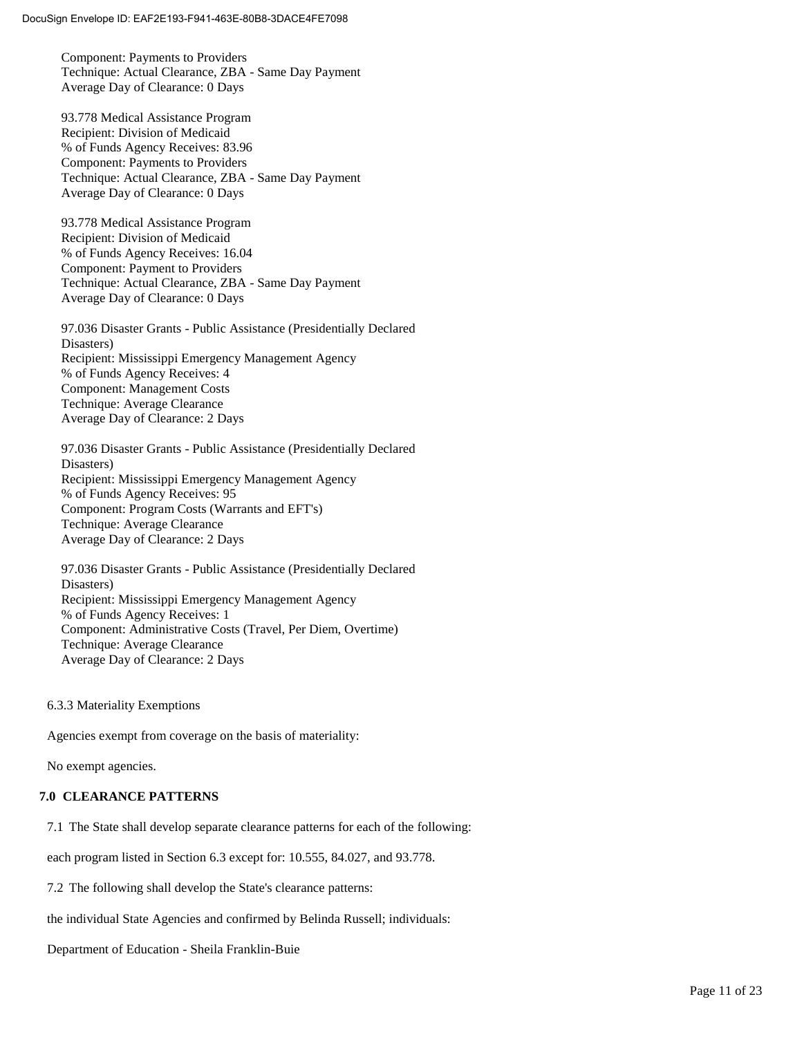Component: Payments to Providers
Technique: Actual Clearance, ZBA - Same Day Payment
Average Day of Clearance: 0 Days

93.778 Medical Assistance Program
Recipient: Division of Medicaid
% of Funds Agency Receives: 83.96
Component: Payments to Providers
Technique: Actual Clearance, ZBA - Same Day Payment
Average Day of Clearance: 0 Days

93.778 Medical Assistance Program
Recipient: Division of Medicaid
% of Funds Agency Receives: 16.04
Component: Payment to Providers
Technique: Actual Clearance, ZBA - Same Day Payment
Average Day of Clearance: 0 Days

97.036 Disaster Grants - Public Assistance (Presidentially Declared Disasters)
Recipient: Mississippi Emergency Management Agency
% of Funds Agency Receives: 4
Component: Management Costs
Technique: Average Clearance
Average Day of Clearance: 2 Days

97.036 Disaster Grants - Public Assistance (Presidentially Declared Disasters)
Recipient: Mississippi Emergency Management Agency
% of Funds Agency Receives: 95
Component: Program Costs (Warrants and EFT's)
Technique: Average Clearance
Average Day of Clearance: 2 Days

97.036 Disaster Grants - Public Assistance (Presidentially Declared Disasters)
Recipient: Mississippi Emergency Management Agency
% of Funds Agency Receives: 1
Component: Administrative Costs (Travel, Per Diem, Overtime)
Technique: Average Clearance
Average Day of Clearance: 2 Days

6.3.3 Materiality Exemptions

Agencies exempt from coverage on the basis of materiality:

No exempt agencies.

## 7.0 CLEARANCE PATTERNS

7.1 The State shall develop separate clearance patterns for each of the following:

each program listed in Section 6.3 except for: 10.555, 84.027, and 93.778.

7.2 The following shall develop the State's clearance patterns:

the individual State Agencies and confirmed by Belinda Russell; individuals:

Department of Education - Sheila Franklin-Buie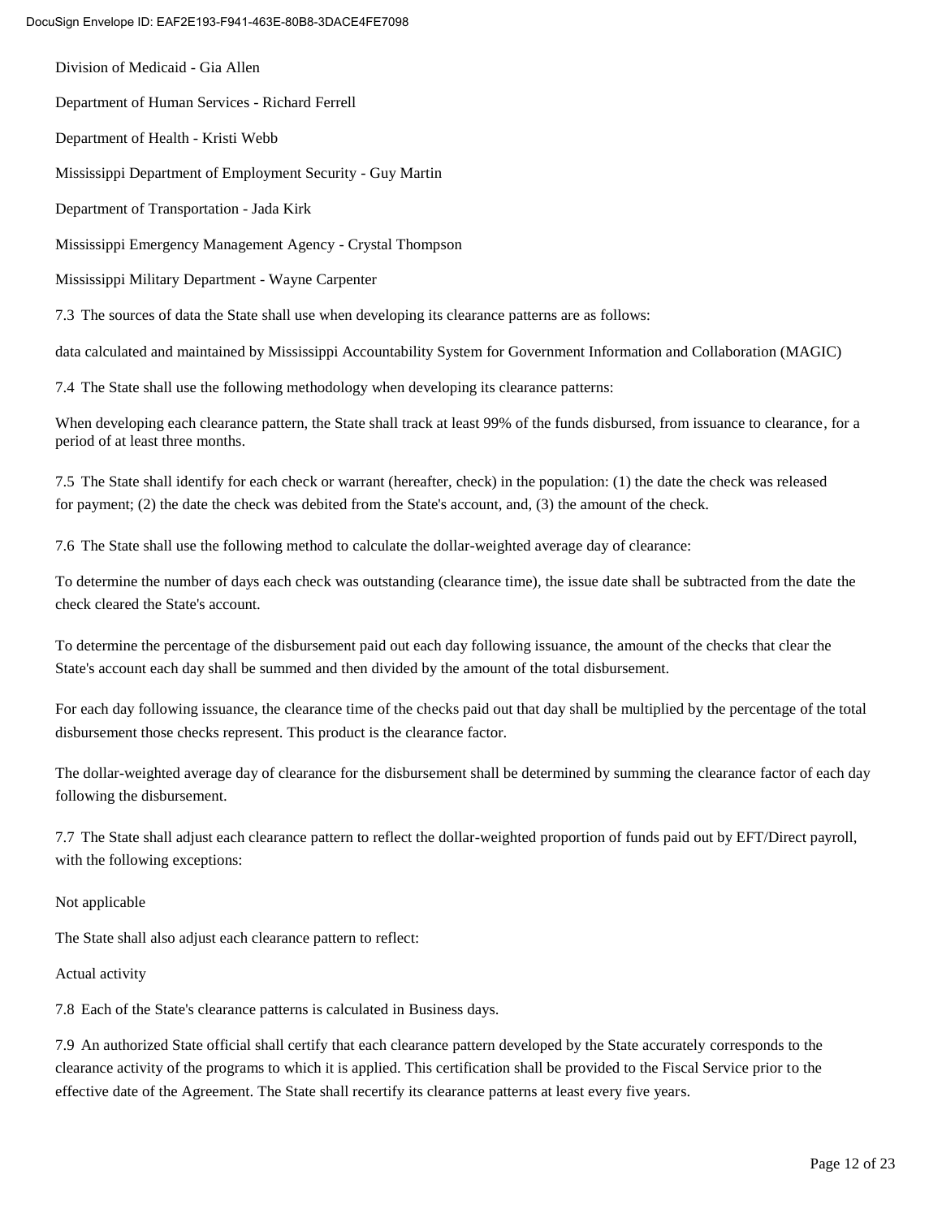Division of Medicaid - Gia Allen

Department of Human Services - Richard Ferrell

Department of Health - Kristi Webb

Mississippi Department of Employment Security - Guy Martin

Department of Transportation - Jada Kirk

Mississippi Emergency Management Agency - Crystal Thompson

Mississippi Military Department - Wayne Carpenter

7.3 The sources of data the State shall use when developing its clearance patterns are as follows:

data calculated and maintained by Mississippi Accountability System for Government Information and Collaboration (MAGIC)

7.4 The State shall use the following methodology when developing its clearance patterns:

When developing each clearance pattern, the State shall track at least 99% of the funds disbursed, from issuance to clearance, for a period of at least three months.

7.5 The State shall identify for each check or warrant (hereafter, check) in the population: (1) the date the check was released for payment; (2) the date the check was debited from the State's account, and, (3) the amount of the check.

7.6 The State shall use the following method to calculate the dollar-weighted average day of clearance:

To determine the number of days each check was outstanding (clearance time), the issue date shall be subtracted from the date the check cleared the State's account.

To determine the percentage of the disbursement paid out each day following issuance, the amount of the checks that clear the State's account each day shall be summed and then divided by the amount of the total disbursement.

For each day following issuance, the clearance time of the checks paid out that day shall be multiplied by the percentage of the total disbursement those checks represent. This product is the clearance factor.

The dollar-weighted average day of clearance for the disbursement shall be determined by summing the clearance factor of each day following the disbursement.

7.7 The State shall adjust each clearance pattern to reflect the dollar-weighted proportion of funds paid out by EFT/Direct payroll, with the following exceptions:

Not applicable

The State shall also adjust each clearance pattern to reflect:

Actual activity

7.8 Each of the State's clearance patterns is calculated in Business days.

7.9 An authorized State official shall certify that each clearance pattern developed by the State accurately corresponds to the clearance activity of the programs to which it is applied. This certification shall be provided to the Fiscal Service prior to the effective date of the Agreement. The State shall recertify its clearance patterns at least every five years.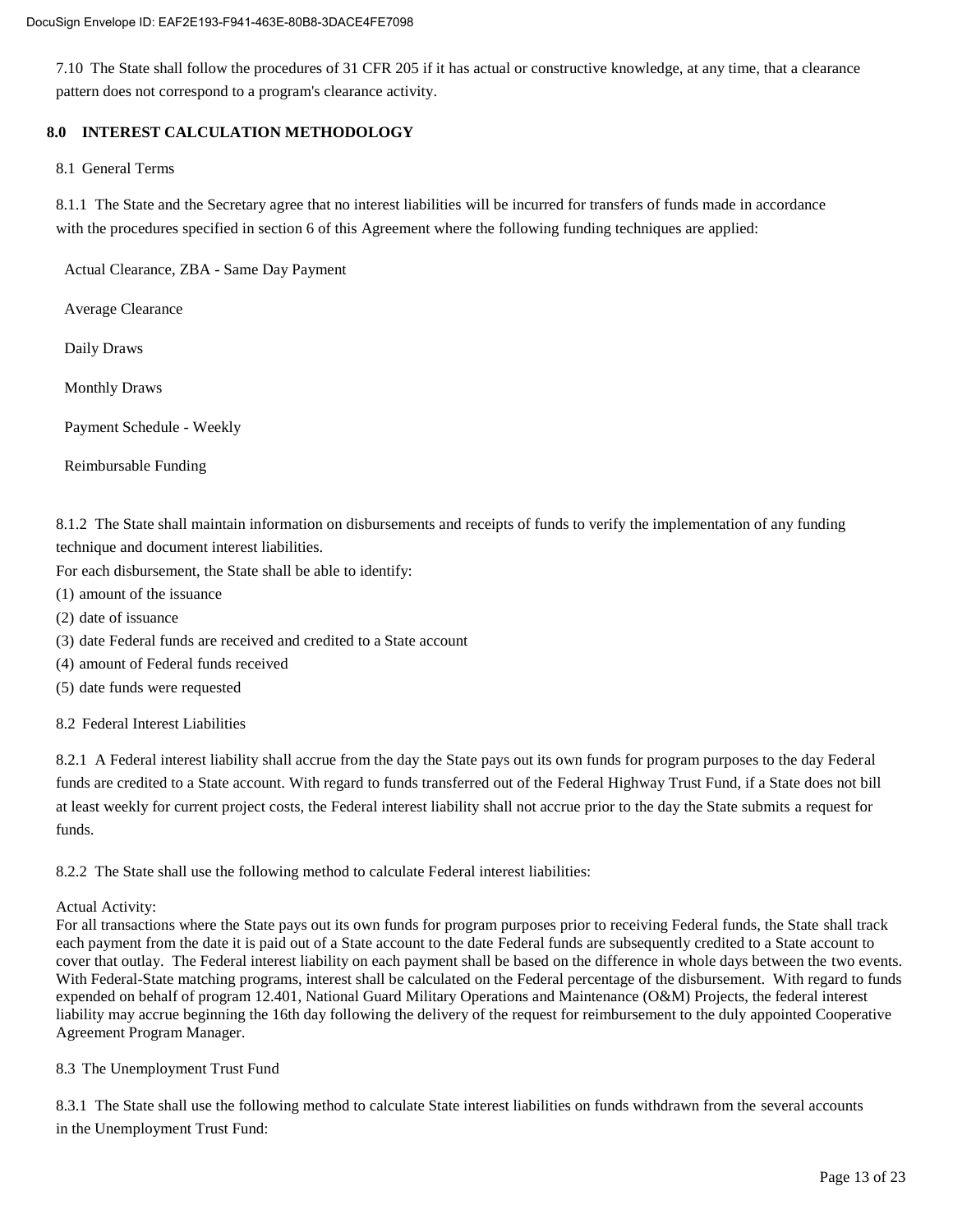7.10 The State shall follow the procedures of 31 CFR 205 if it has actual or constructive knowledge, at any time, that a clearance pattern does not correspond to a program's clearance activity.

## 8.0 INTEREST CALCULATION METHODOLOGY

8.1 General Terms

8.1.1 The State and the Secretary agree that no interest liabilities will be incurred for transfers of funds made in accordance with the procedures specified in section 6 of this Agreement where the following funding techniques are applied:

Actual Clearance, ZBA - Same Day Payment

Average Clearance

Daily Draws

Monthly Draws

Payment Schedule - Weekly

Reimbursable Funding

8.1.2 The State shall maintain information on disbursements and receipts of funds to verify the implementation of any funding technique and document interest liabilities.
For each disbursement, the State shall be able to identify:
(1) amount of the issuance
(2) date of issuance
(3) date Federal funds are received and credited to a State account
(4) amount of Federal funds received
(5) date funds were requested

8.2 Federal Interest Liabilities

8.2.1 A Federal interest liability shall accrue from the day the State pays out its own funds for program purposes to the day Federal funds are credited to a State account. With regard to funds transferred out of the Federal Highway Trust Fund, if a State does not bill at least weekly for current project costs, the Federal interest liability shall not accrue prior to the day the State submits a request for funds.

8.2.2 The State shall use the following method to calculate Federal interest liabilities:

Actual Activity:
For all transactions where the State pays out its own funds for program purposes prior to receiving Federal funds, the State shall track each payment from the date it is paid out of a State account to the date Federal funds are subsequently credited to a State account to cover that outlay. The Federal interest liability on each payment shall be based on the difference in whole days between the two events. With Federal-State matching programs, interest shall be calculated on the Federal percentage of the disbursement. With regard to funds expended on behalf of program 12.401, National Guard Military Operations and Maintenance (O&M) Projects, the federal interest liability may accrue beginning the 16th day following the delivery of the request for reimbursement to the duly appointed Cooperative Agreement Program Manager.

8.3 The Unemployment Trust Fund

8.3.1 The State shall use the following method to calculate State interest liabilities on funds withdrawn from the several accounts in the Unemployment Trust Fund: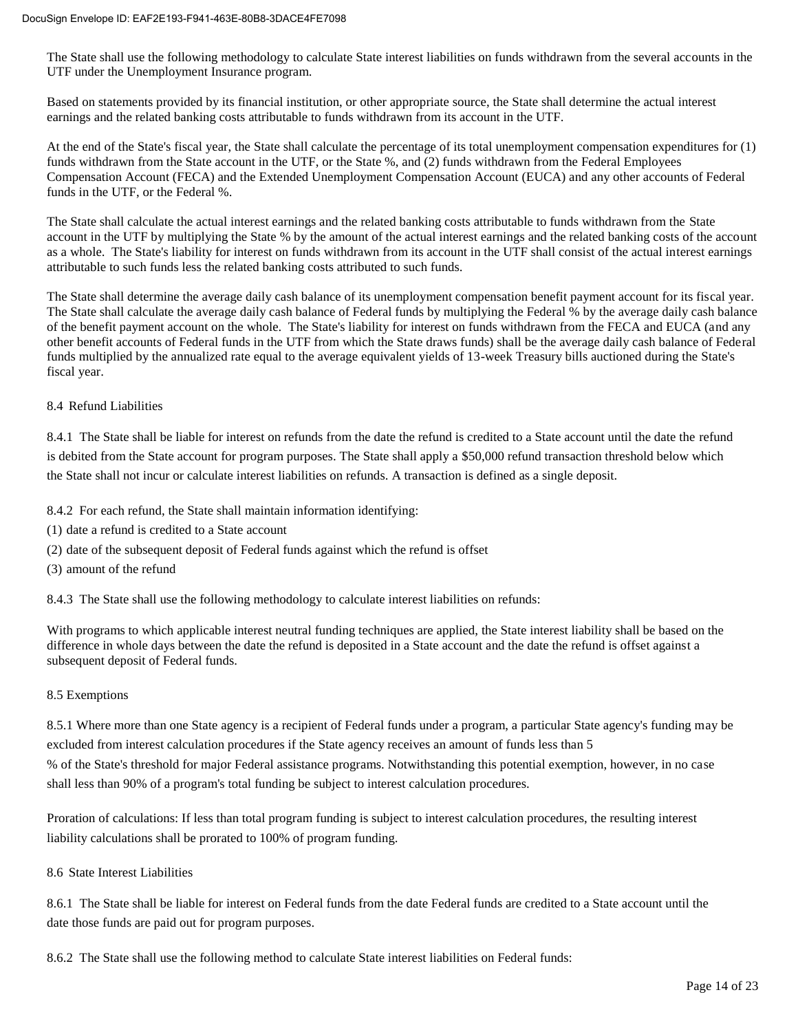The State shall use the following methodology to calculate State interest liabilities on funds withdrawn from the several accounts in the UTF under the Unemployment Insurance program.

Based on statements provided by its financial institution, or other appropriate source, the State shall determine the actual interest earnings and the related banking costs attributable to funds withdrawn from its account in the UTF.

At the end of the State's fiscal year, the State shall calculate the percentage of its total unemployment compensation expenditures for (1) funds withdrawn from the State account in the UTF, or the State %, and (2) funds withdrawn from the Federal Employees Compensation Account (FECA) and the Extended Unemployment Compensation Account (EUCA) and any other accounts of Federal funds in the UTF, or the Federal %.

The State shall calculate the actual interest earnings and the related banking costs attributable to funds withdrawn from the State account in the UTF by multiplying the State % by the amount of the actual interest earnings and the related banking costs of the account as a whole. The State's liability for interest on funds withdrawn from its account in the UTF shall consist of the actual interest earnings attributable to such funds less the related banking costs attributed to such funds.

The State shall determine the average daily cash balance of its unemployment compensation benefit payment account for its fiscal year. The State shall calculate the average daily cash balance of Federal funds by multiplying the Federal % by the average daily cash balance of the benefit payment account on the whole. The State's liability for interest on funds withdrawn from the FECA and EUCA (and any other benefit accounts of Federal funds in the UTF from which the State draws funds) shall be the average daily cash balance of Federal funds multiplied by the annualized rate equal to the average equivalent yields of 13-week Treasury bills auctioned during the State's fiscal year.

8.4 Refund Liabilities

8.4.1 The State shall be liable for interest on refunds from the date the refund is credited to a State account until the date the refund is debited from the State account for program purposes. The State shall apply a $50,000 refund transaction threshold below which the State shall not incur or calculate interest liabilities on refunds. A transaction is defined as a single deposit.

8.4.2 For each refund, the State shall maintain information identifying:

(1) date a refund is credited to a State account

(2) date of the subsequent deposit of Federal funds against which the refund is offset

(3) amount of the refund

8.4.3 The State shall use the following methodology to calculate interest liabilities on refunds:

With programs to which applicable interest neutral funding techniques are applied, the State interest liability shall be based on the difference in whole days between the date the refund is deposited in a State account and the date the refund is offset against a subsequent deposit of Federal funds.

8.5 Exemptions

8.5.1 Where more than one State agency is a recipient of Federal funds under a program, a particular State agency's funding may be excluded from interest calculation procedures if the State agency receives an amount of funds less than 5 % of the State's threshold for major Federal assistance programs. Notwithstanding this potential exemption, however, in no case shall less than 90% of a program's total funding be subject to interest calculation procedures.

Proration of calculations: If less than total program funding is subject to interest calculation procedures, the resulting interest liability calculations shall be prorated to 100% of program funding.

8.6 State Interest Liabilities

8.6.1 The State shall be liable for interest on Federal funds from the date Federal funds are credited to a State account until the date those funds are paid out for program purposes.

8.6.2 The State shall use the following method to calculate State interest liabilities on Federal funds: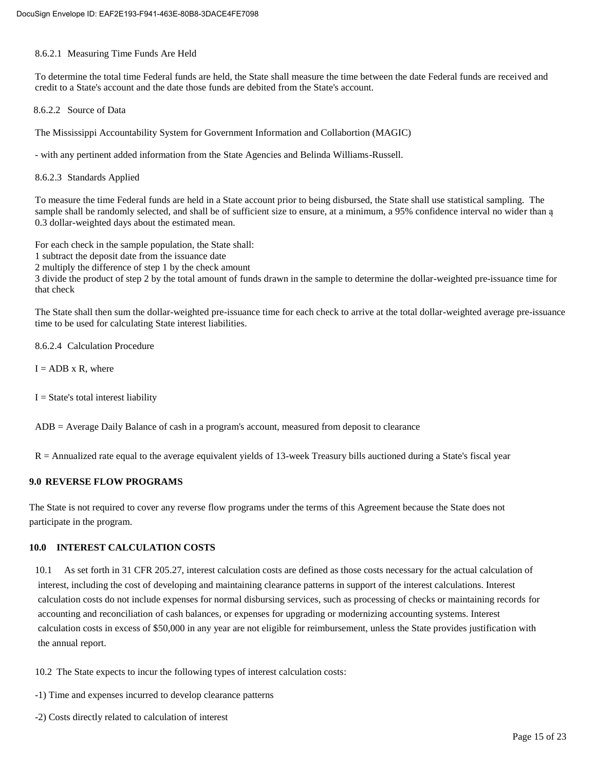8.6.2.1 Measuring Time Funds Are Held

To determine the total time Federal funds are held, the State shall measure the time between the date Federal funds are received and credit to a State's account and the date those funds are debited from the State's account.

8.6.2.2 Source of Data

The Mississippi Accountability System for Government Information and Collabortion (MAGIC)

- with any pertinent added information from the State Agencies and Belinda Williams-Russell.

8.6.2.3 Standards Applied

To measure the time Federal funds are held in a State account prior to being disbursed, the State shall use statistical sampling. The sample shall be randomly selected, and shall be of sufficient size to ensure, at a minimum, a 95% confidence interval no wider than ą 0.3 dollar-weighted days about the estimated mean.

For each check in the sample population, the State shall:
1 subtract the deposit date from the issuance date
2 multiply the difference of step 1 by the check amount
3 divide the product of step 2 by the total amount of funds drawn in the sample to determine the dollar-weighted pre-issuance time for that check

The State shall then sum the dollar-weighted pre-issuance time for each check to arrive at the total dollar-weighted average pre-issuance time to be used for calculating State interest liabilities.

8.6.2.4 Calculation Procedure

I = ADB x R, where

I = State's total interest liability

ADB = Average Daily Balance of cash in a program's account, measured from deposit to clearance

R = Annualized rate equal to the average equivalent yields of 13-week Treasury bills auctioned during a State's fiscal year

## 9.0 REVERSE FLOW PROGRAMS

The State is not required to cover any reverse flow programs under the terms of this Agreement because the State does not participate in the program.

## 10.0 INTEREST CALCULATION COSTS

10.1 As set forth in 31 CFR 205.27, interest calculation costs are defined as those costs necessary for the actual calculation of interest, including the cost of developing and maintaining clearance patterns in support of the interest calculations. Interest calculation costs do not include expenses for normal disbursing services, such as processing of checks or maintaining records for accounting and reconciliation of cash balances, or expenses for upgrading or modernizing accounting systems. Interest calculation costs in excess of $50,000 in any year are not eligible for reimbursement, unless the State provides justification with the annual report.

10.2 The State expects to incur the following types of interest calculation costs:

-1) Time and expenses incurred to develop clearance patterns

-2) Costs directly related to calculation of interest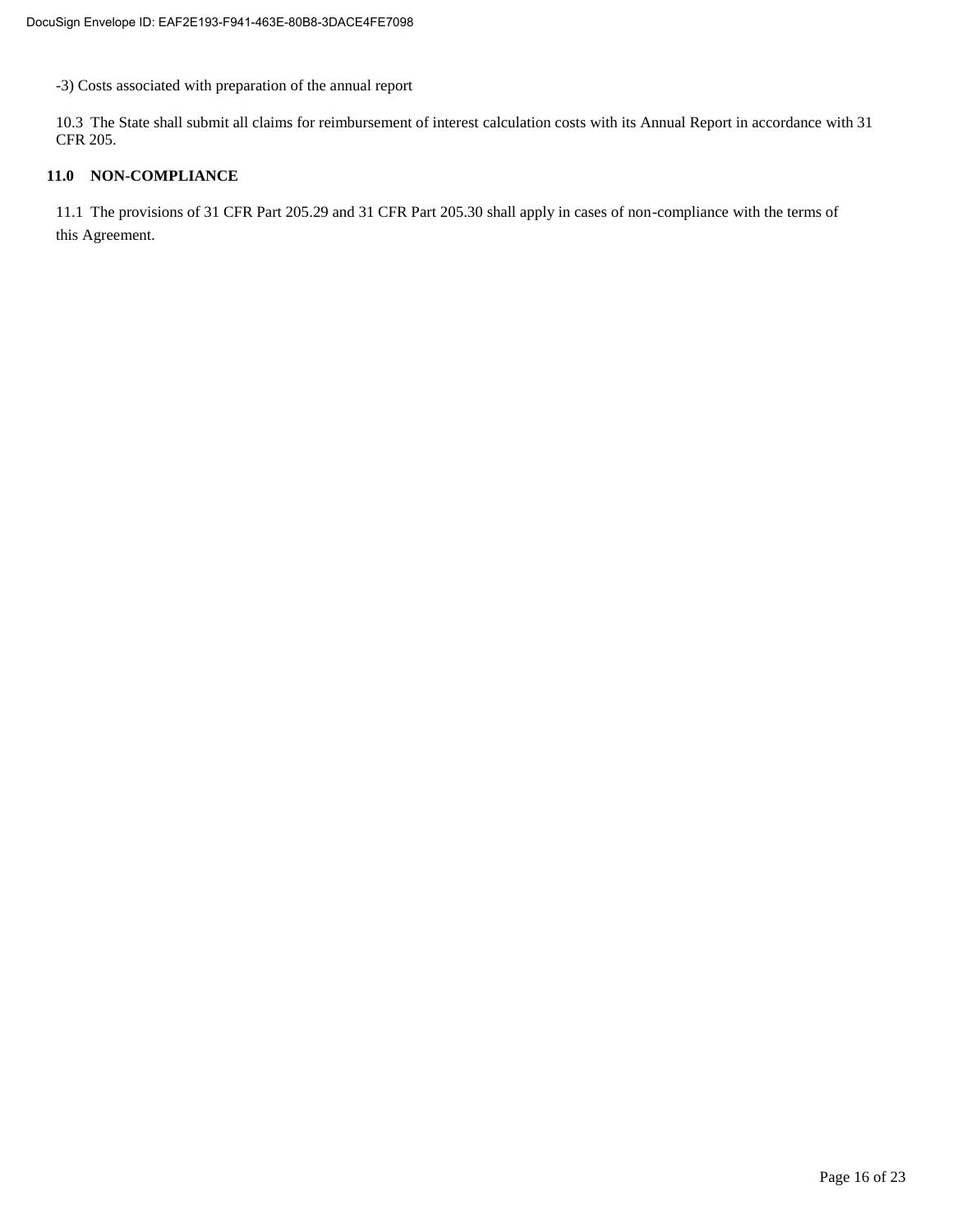-3) Costs associated with preparation of the annual report

10.3 The State shall submit all claims for reimbursement of interest calculation costs with its Annual Report in accordance with 31 CFR 205.

## 11.0 NON-COMPLIANCE

11.1 The provisions of 31 CFR Part 205.29 and 31 CFR Part 205.30 shall apply in cases of non-compliance with the terms of this Agreement.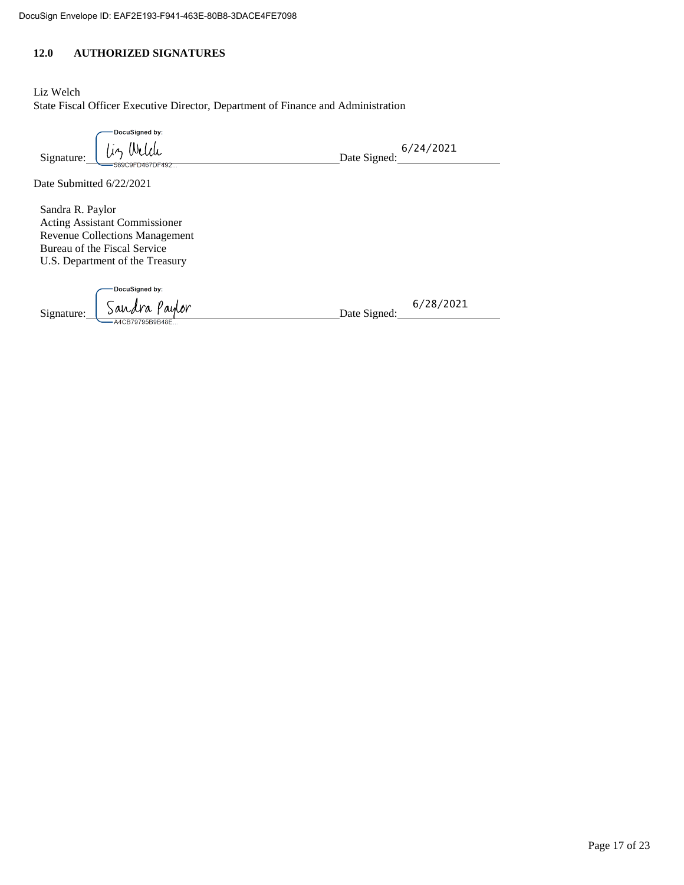DocuSign Envelope ID: EAF2E193-F941-463E-80B8-3DACE4FE7098

## 12.0 AUTHORIZED SIGNATURES

Liz Welch
State Fiscal Officer Executive Director, Department of Finance and Administration

Signature: DocuSigned by: Liz Welch 569C9FD467DF492... Date Signed: 6/24/2021

Date Submitted 6/22/2021

Sandra R. Paylor
Acting Assistant Commissioner
Revenue Collections Management
Bureau of the Fiscal Service
U.S. Department of the Treasury

Signature: DocuSigned by: Sandra Paylor A4CB79795B9B48E... Date Signed: 6/28/2021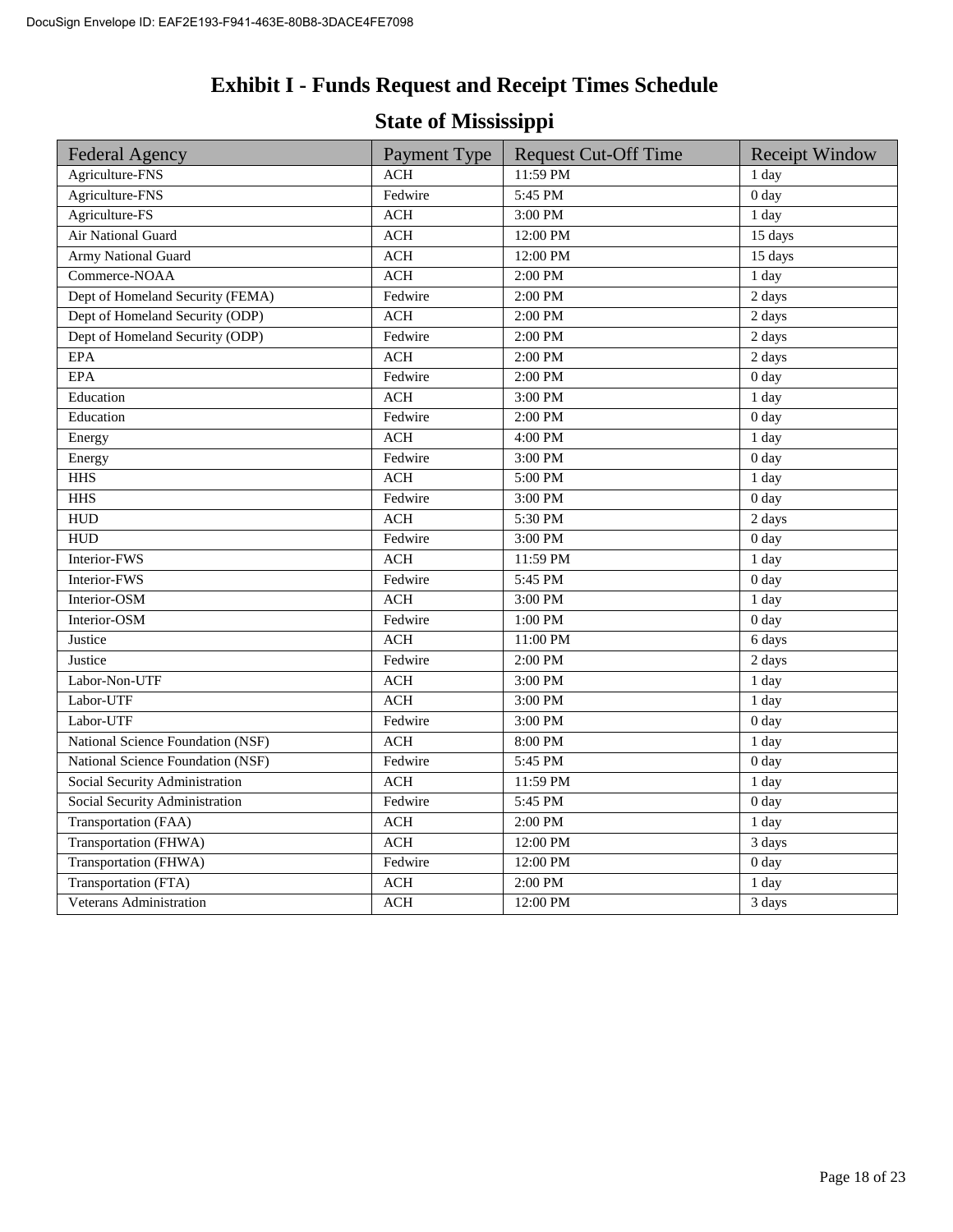# Exhibit I - Funds Request and Receipt Times Schedule

## State of Mississippi

| Federal Agency | Payment Type | Request Cut-Off Time | Receipt Window |
|---|---|---|---|
| Agriculture-FNS | ACH | 11:59 PM | 1 day |
| Agriculture-FNS | Fedwire | 5:45 PM | 0 day |
| Agriculture-FS | ACH | 3:00 PM | 1 day |
| Air National Guard | ACH | 12:00 PM | 15 days |
| Army National Guard | ACH | 12:00 PM | 15 days |
| Commerce-NOAA | ACH | 2:00 PM | 1 day |
| Dept of Homeland Security (FEMA) | Fedwire | 2:00 PM | 2 days |
| Dept of Homeland Security (ODP) | ACH | 2:00 PM | 2 days |
| Dept of Homeland Security (ODP) | Fedwire | 2:00 PM | 2 days |
| EPA | ACH | 2:00 PM | 2 days |
| EPA | Fedwire | 2:00 PM | 0 day |
| Education | ACH | 3:00 PM | 1 day |
| Education | Fedwire | 2:00 PM | 0 day |
| Energy | ACH | 4:00 PM | 1 day |
| Energy | Fedwire | 3:00 PM | 0 day |
| HHS | ACH | 5:00 PM | 1 day |
| HHS | Fedwire | 3:00 PM | 0 day |
| HUD | ACH | 5:30 PM | 2 days |
| HUD | Fedwire | 3:00 PM | 0 day |
| Interior-FWS | ACH | 11:59 PM | 1 day |
| Interior-FWS | Fedwire | 5:45 PM | 0 day |
| Interior-OSM | ACH | 3:00 PM | 1 day |
| Interior-OSM | Fedwire | 1:00 PM | 0 day |
| Justice | ACH | 11:00 PM | 6 days |
| Justice | Fedwire | 2:00 PM | 2 days |
| Labor-Non-UTF | ACH | 3:00 PM | 1 day |
| Labor-UTF | ACH | 3:00 PM | 1 day |
| Labor-UTF | Fedwire | 3:00 PM | 0 day |
| National Science Foundation (NSF) | ACH | 8:00 PM | 1 day |
| National Science Foundation (NSF) | Fedwire | 5:45 PM | 0 day |
| Social Security Administration | ACH | 11:59 PM | 1 day |
| Social Security Administration | Fedwire | 5:45 PM | 0 day |
| Transportation (FAA) | ACH | 2:00 PM | 1 day |
| Transportation (FHWA) | ACH | 12:00 PM | 3 days |
| Transportation (FHWA) | Fedwire | 12:00 PM | 0 day |
| Transportation (FTA) | ACH | 2:00 PM | 1 day |
| Veterans Administration | ACH | 12:00 PM | 3 days |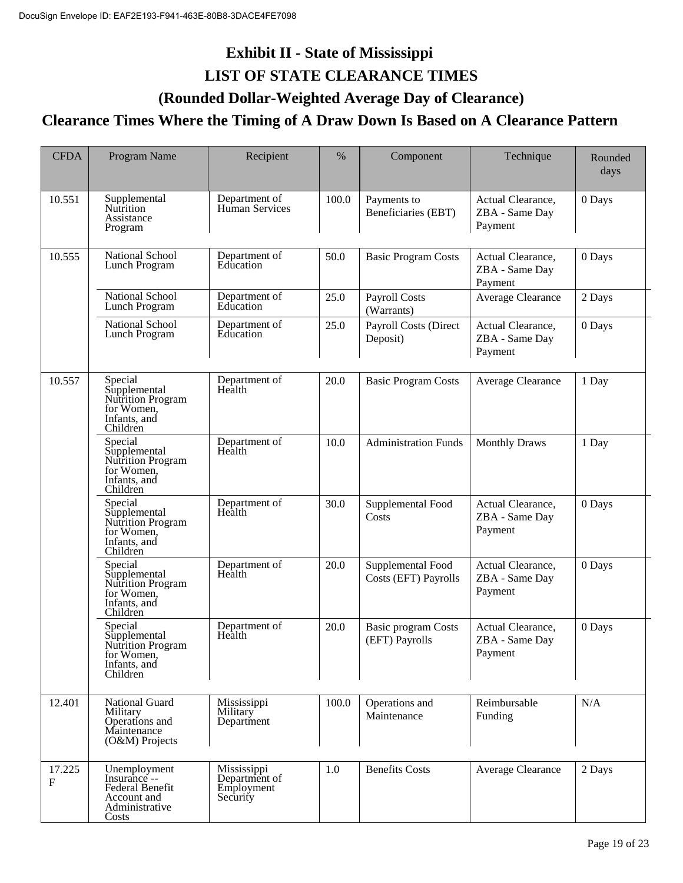# Exhibit II - State of Mississippi

## LIST OF STATE CLEARANCE TIMES

## (Rounded Dollar-Weighted Average Day of Clearance)

## Clearance Times Where the Timing of A Draw Down Is Based on A Clearance Pattern

| CFDA | Program Name | Recipient | % | Component | Technique | Rounded days |
|---|---|---|---|---|---|---|
| 10.551 | Supplemental Nutrition Assistance Program | Department of Human Services | 100.0 | Payments to Beneficiaries (EBT) | Actual Clearance, ZBA - Same Day Payment | 0 Days |
| 10.555 | National School Lunch Program | Department of Education | 50.0 | Basic Program Costs | Actual Clearance, ZBA - Same Day Payment | 0 Days |
| | National School Lunch Program | Department of Education | 25.0 | Payroll Costs (Warrants) | Average Clearance | 2 Days |
| | National School Lunch Program | Department of Education | 25.0 | Payroll Costs (Direct Deposit) | Actual Clearance, ZBA - Same Day Payment | 0 Days |
| 10.557 | Special Supplemental Nutrition Program for Women, Infants, and Children | Department of Health | 20.0 | Basic Program Costs | Average Clearance | 1 Day |
| | Special Supplemental Nutrition Program for Women, Infants, and Children | Department of Health | 10.0 | Administration Funds | Monthly Draws | 1 Day |
| | Special Supplemental Nutrition Program for Women, Infants, and Children | Department of Health | 30.0 | Supplemental Food Costs | Actual Clearance, ZBA - Same Day Payment | 0 Days |
| | Special Supplemental Nutrition Program for Women, Infants, and Children | Department of Health | 20.0 | Supplemental Food Costs (EFT) Payrolls | Actual Clearance, ZBA - Same Day Payment | 0 Days |
| | Special Supplemental Nutrition Program for Women, Infants, and Children | Department of Health | 20.0 | Basic program Costs (EFT) Payrolls | Actual Clearance, ZBA - Same Day Payment | 0 Days |
| 12.401 | National Guard Military Operations and Maintenance (O&M) Projects | Mississippi Military Department | 100.0 | Operations and Maintenance | Reimbursable Funding | N/A |
| 17.225 F | Unemployment Insurance -- Federal Benefit Account and Administrative Costs | Mississippi Department of Employment Security | 1.0 | Benefits Costs | Average Clearance | 2 Days |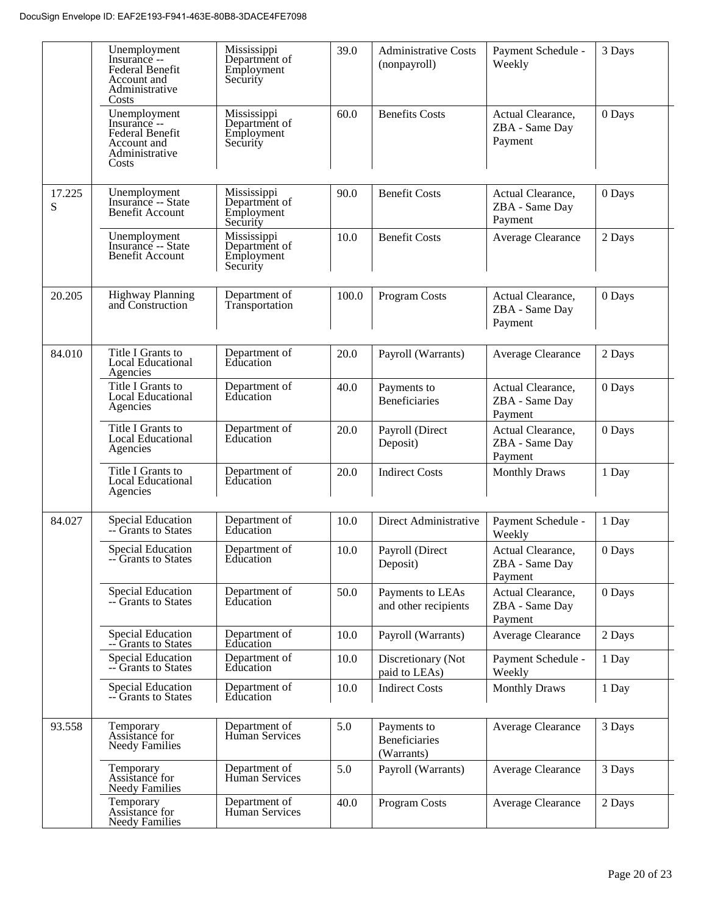| | | | | | | |
|---|---|---|---|---|---|---|
| | Unemployment Insurance -- Federal Benefit Account and Administrative Costs | Mississippi Department of Employment Security | 39.0 | Administrative Costs (nonpayroll) | Payment Schedule - Weekly | 3 Days |
| | Unemployment Insurance -- Federal Benefit Account and Administrative Costs | Mississippi Department of Employment Security | 60.0 | Benefits Costs | Actual Clearance, ZBA - Same Day Payment | 0 Days |
| 17.225 S | Unemployment Insurance -- State Benefit Account | Mississippi Department of Employment Security | 90.0 | Benefit Costs | Actual Clearance, ZBA - Same Day Payment | 0 Days |
| | Unemployment Insurance -- State Benefit Account | Mississippi Department of Employment Security | 10.0 | Benefit Costs | Average Clearance | 2 Days |
| 20.205 | Highway Planning and Construction | Department of Transportation | 100.0 | Program Costs | Actual Clearance, ZBA - Same Day Payment | 0 Days |
| 84.010 | Title I Grants to Local Educational Agencies | Department of Education | 20.0 | Payroll (Warrants) | Average Clearance | 2 Days |
| | Title I Grants to Local Educational Agencies | Department of Education | 40.0 | Payments to Beneficiaries | Actual Clearance, ZBA - Same Day Payment | 0 Days |
| | Title I Grants to Local Educational Agencies | Department of Education | 20.0 | Payroll (Direct Deposit) | Actual Clearance, ZBA - Same Day Payment | 0 Days |
| | Title I Grants to Local Educational Agencies | Department of Education | 20.0 | Indirect Costs | Monthly Draws | 1 Day |
| 84.027 | Special Education -- Grants to States | Department of Education | 10.0 | Direct Administrative | Payment Schedule - Weekly | 1 Day |
| | Special Education -- Grants to States | Department of Education | 10.0 | Payroll (Direct Deposit) | Actual Clearance, ZBA - Same Day Payment | 0 Days |
| | Special Education -- Grants to States | Department of Education | 50.0 | Payments to LEAs and other recipients | Actual Clearance, ZBA - Same Day Payment | 0 Days |
| | Special Education -- Grants to States | Department of Education | 10.0 | Payroll (Warrants) | Average Clearance | 2 Days |
| | Special Education -- Grants to States | Department of Education | 10.0 | Discretionary (Not paid to LEAs) | Payment Schedule - Weekly | 1 Day |
| | Special Education -- Grants to States | Department of Education | 10.0 | Indirect Costs | Monthly Draws | 1 Day |
| 93.558 | Temporary Assistance for Needy Families | Department of Human Services | 5.0 | Payments to Beneficiaries (Warrants) | Average Clearance | 3 Days |
| | Temporary Assistance for Needy Families | Department of Human Services | 5.0 | Payroll (Warrants) | Average Clearance | 3 Days |
| | Temporary Assistance for Needy Families | Department of Human Services | 40.0 | Program Costs | Average Clearance | 2 Days |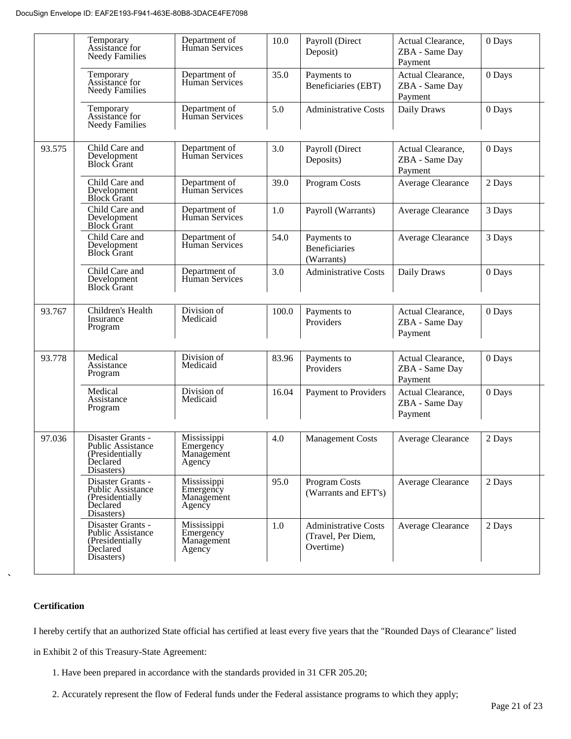DocuSign Envelope ID: EAF2E193-F941-463E-80B8-3DACE4FE7098

| | | | | | | |
|---|---|---|---|---|---|---|
| | Temporary Assistance for Needy Families | Department of Human Services | 10.0 | Payroll (Direct Deposit) | Actual Clearance, ZBA - Same Day Payment | 0 Days |
| | Temporary Assistance for Needy Families | Department of Human Services | 35.0 | Payments to Beneficiaries (EBT) | Actual Clearance, ZBA - Same Day Payment | 0 Days |
| | Temporary Assistance for Needy Families | Department of Human Services | 5.0 | Administrative Costs | Daily Draws | 0 Days |
| 93.575 | Child Care and Development Block Grant | Department of Human Services | 3.0 | Payroll (Direct Deposits) | Actual Clearance, ZBA - Same Day Payment | 0 Days |
| | Child Care and Development Block Grant | Department of Human Services | 39.0 | Program Costs | Average Clearance | 2 Days |
| | Child Care and Development Block Grant | Department of Human Services | 1.0 | Payroll (Warrants) | Average Clearance | 3 Days |
| | Child Care and Development Block Grant | Department of Human Services | 54.0 | Payments to Beneficiaries (Warrants) | Average Clearance | 3 Days |
| | Child Care and Development Block Grant | Department of Human Services | 3.0 | Administrative Costs | Daily Draws | 0 Days |
| 93.767 | Children's Health Insurance Program | Division of Medicaid | 100.0 | Payments to Providers | Actual Clearance, ZBA - Same Day Payment | 0 Days |
| 93.778 | Medical Assistance Program | Division of Medicaid | 83.96 | Payments to Providers | Actual Clearance, ZBA - Same Day Payment | 0 Days |
| | Medical Assistance Program | Division of Medicaid | 16.04 | Payment to Providers | Actual Clearance, ZBA - Same Day Payment | 0 Days |
| 97.036 | Disaster Grants - Public Assistance (Presidentially Declared Disasters) | Mississippi Emergency Management Agency | 4.0 | Management Costs | Average Clearance | 2 Days |
| | Disaster Grants - Public Assistance (Presidentially Declared Disasters) | Mississippi Emergency Management Agency | 95.0 | Program Costs (Warrants and EFT's) | Average Clearance | 2 Days |
| | Disaster Grants - Public Assistance (Presidentially Declared Disasters) | Mississippi Emergency Management Agency | 1.0 | Administrative Costs (Travel, Per Diem, Overtime) | Average Clearance | 2 Days |

**Certification**

I hereby certify that an authorized State official has certified at least every five years that the "Rounded Days of Clearance" listed in Exhibit 2 of this Treasury-State Agreement:

1. Have been prepared in accordance with the standards provided in 31 CFR 205.20;
2. Accurately represent the flow of Federal funds under the Federal assistance programs to which they apply;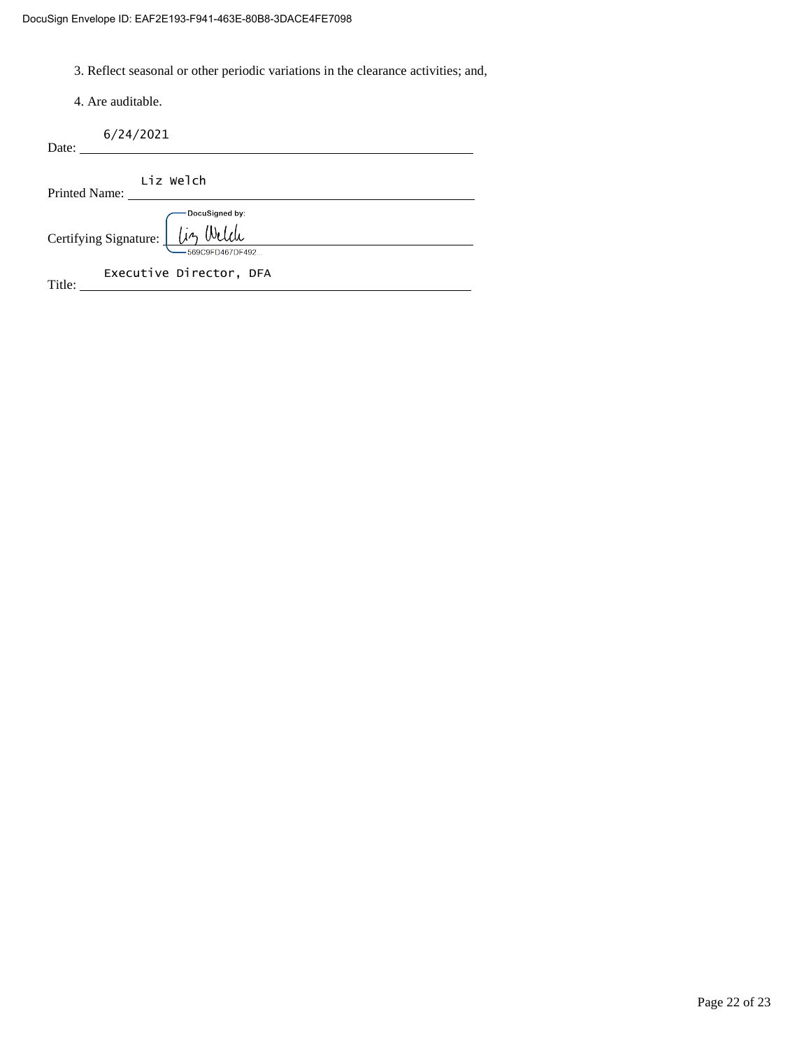3. Reflect seasonal or other periodic variations in the clearance activities; and,

4. Are auditable.

Date: 6/24/2021

Printed Name: Liz Welch

Certifying Signature: DocuSigned by: Liz Welch 569C9FD467DF492...

Title: Executive Director, DFA